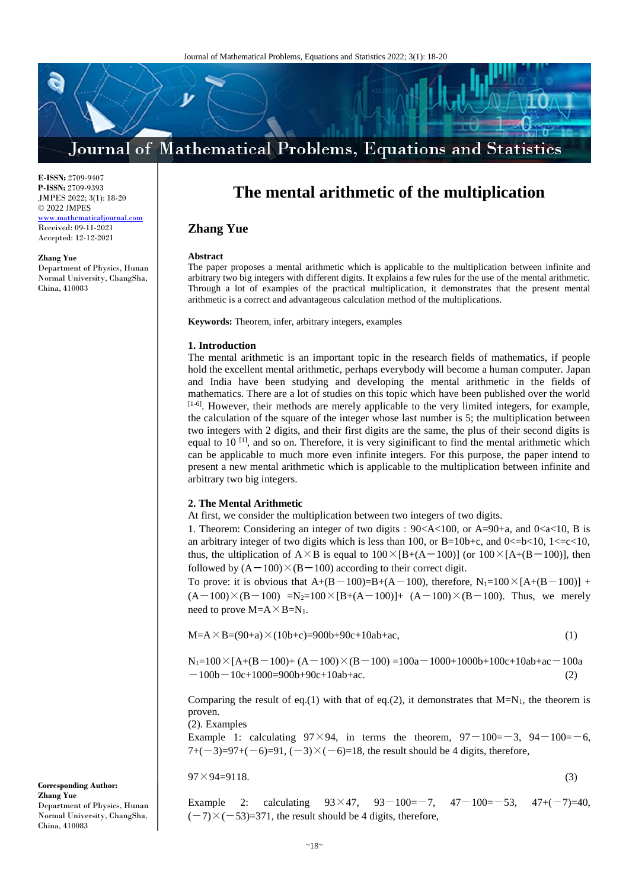# The mental arithmetic of the multiplication

## Zhang Yue

**E-ISSN:** 2709-9407
**P-ISSN:** 2709-9393
JMPES 2022; 3(1): 18-20
© 2022 JMPES
www.mathematicaljournal.com
Received: 09-11-2021
Accepted: 12-12-2021

**Zhang Yue**
Department of Physics, Hunan Normal University, ChangSha, China, 410083

**Corresponding Author:**
**Zhang Yue**
Department of Physics, Hunan Normal University, ChangSha, China, 410083

### Abstract

The paper proposes a mental arithmetic which is applicable to the multiplication between infinite and arbitrary two big integers with different digits. It explains a few rules for the use of the mental arithmetic. Through a lot of examples of the practical multiplication, it demonstrates that the present mental arithmetic is a correct and advantageous calculation method of the multiplications.

**Keywords:** Theorem, infer, arbitrary integers, examples

### 1. Introduction

The mental arithmetic is an important topic in the research fields of mathematics, if people hold the excellent mental arithmetic, perhaps everybody will become a human computer. Japan and India have been studying and developing the mental arithmetic in the fields of mathematics. There are a lot of studies on this topic which have been published over the world [1-6]. However, their methods are merely applicable to the very limited integers, for example, the calculation of the square of the integer whose last number is 5; the multiplication between two integers with 2 digits, and their first digits are the same, the plus of their second digits is equal to 10 [1], and so on. Therefore, it is very siginificant to find the mental arithmetic which can be applicable to much more even infinite integers. For this purpose, the paper intend to present a new mental arithmetic which is applicable to the multiplication between infinite and arbitrary two big integers.

### 2. The Mental Arithmetic

At first, we consider the multiplication between two integers of two digits.

1. Theorem: Considering an integer of two digits：$90<A<100$, or $A=90+a$, and $0<a<10$, B is an arbitrary integer of two digits which is less than 100, or $B=10b+c$, and $0<=b<10$, $1<=c<10$, thus, the ultiplication of $A\times B$ is equal to $100\times[B+(A-100)]$ (or $100\times[A+(B-100)]$, then followed by $(A-100)\times(B-100)$ according to their correct digit.

To prove: it is obvious that $A+(B-100)=B+(A-100)$, therefore, $N_1=100\times[A+(B-100)] + (A-100)\times(B-100) =N_2=100\times[B+(A-100)]+ (A-100)\times(B-100)$. Thus, we merely need to prove $M=A\times B=N_1$.

$$M=A\times B=(90+a)\times(10b+c)=900b+90c+10ab+ac, \tag{1}$$

$$N_1=100\times[A+(B-100)+ (A-100)\times(B-100) =100a-1000+1000b+100c+10ab+ac-100a-100b-10c+1000=900b+90c+10ab+ac. \tag{2}$$

Comparing the result of eq.(1) with that of eq.(2), it demonstrates that $M=N_1$, the theorem is proven.

(2). Examples

Example 1: calculating $97\times94$, in terms the theorem, $97-100=-3$, $94-100=-6$, $7+(-3)=97+(-6)=91$, $(-3)\times(-6)=18$, the result should be 4 digits, therefore,

$$97\times94=9118. \tag{3}$$

Example 2: calculating $93\times47$, $93-100=-7$, $47-100=-53$, $47+(-7)=40$, $(-7)\times(-53)=371$, the result should be 4 digits, therefore,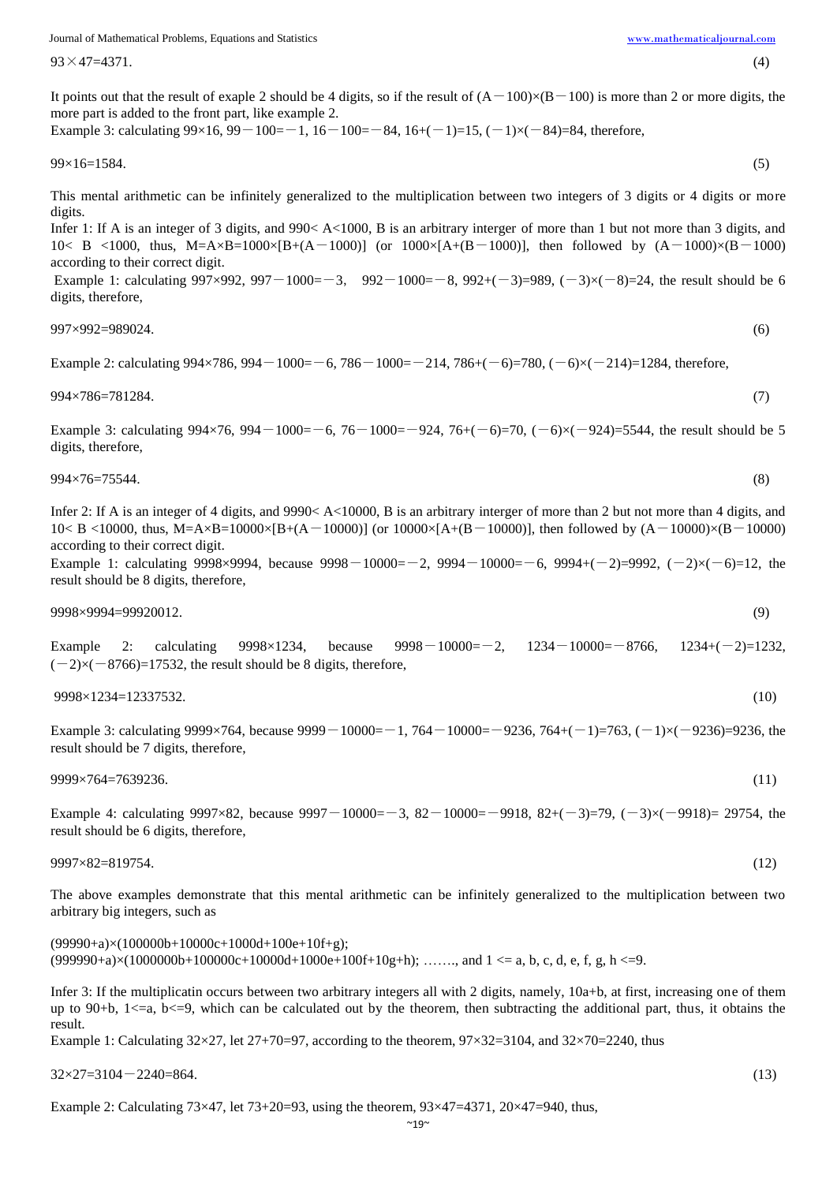$$93\times 47=4371. \tag{4}$$

It points out that the result of exaple 2 should be 4 digits, so if the result of $(A-100)\times(B-100)$ is more than 2 or more digits, the more part is added to the front part, like example 2.

Example 3: calculating $99\times 16$, $99-100=-1$, $16-100=-84$, $16+(-1)=15$, $(-1)\times(-84)=84$, therefore,

$$99\times 16=1584. \tag{5}$$

This mental arithmetic can be infinitely generalized to the multiplication between two integers of 3 digits or 4 digits or more digits.

Infer 1: If A is an integer of 3 digits, and $990< A<1000$, B is an arbitrary interger of more than 1 but not more than 3 digits, and $10< B <1000$, thus, $M=A\times B=1000\times[B+(A-1000)]$ (or $1000\times[A+(B-1000)]$, then followed by $(A-1000)\times(B-1000)$ according to their correct digit.

Example 1: calculating $997\times 992$, $997-1000=-3$, $992-1000=-8$, $992+(-3)=989$, $(-3)\times(-8)=24$, the result should be 6 digits, therefore,

$$997\times 992=989024. \tag{6}$$

Example 2: calculating $994\times 786$, $994-1000=-6$, $786-1000=-214$, $786+(-6)=780$, $(-6)\times(-214)=1284$, therefore,

$$994\times 786=781284. \tag{7}$$

Example 3: calculating $994\times 76$, $994-1000=-6$, $76-1000=-924$, $76+(-6)=70$, $(-6)\times(-924)=5544$, the result should be 5 digits, therefore,

$$994\times 76=75544. \tag{8}$$

Infer 2: If A is an integer of 4 digits, and $9990< A<10000$, B is an arbitrary interger of more than 2 but not more than 4 digits, and $10< B <10000$, thus, $M=A\times B=10000\times[B+(A-10000)]$ (or $10000\times[A+(B-10000)]$, then followed by $(A-10000)\times(B-10000)$ according to their correct digit.

Example 1: calculating $9998\times 9994$, because $9998-10000=-2$, $9994-10000=-6$, $9994+(-2)=9992$, $(-2)\times(-6)=12$, the result should be 8 digits, therefore,

$$9998\times 9994=99920012. \tag{9}$$

Example 2: calculating $9998\times 1234$, because $9998-10000=-2$, $1234-10000=-8766$, $1234+(-2)=1232$, $(-2)\times(-8766)=17532$, the result should be 8 digits, therefore,

$$9998\times 1234=12337532. \tag{10}$$

Example 3: calculating $9999\times 764$, because $9999-10000=-1$, $764-10000=-9236$, $764+(-1)=763$, $(-1)\times(-9236)=9236$, the result should be 7 digits, therefore,

$$9999\times 764=7639236. \tag{11}$$

Example 4: calculating $9997\times 82$, because $9997-10000=-3$, $82-10000=-9918$, $82+(-3)=79$, $(-3)\times(-9918)= 29754$, the result should be 6 digits, therefore,

$$9997\times 82=819754. \tag{12}$$

The above examples demonstrate that this mental arithmetic can be infinitely generalized to the multiplication between two arbitrary big integers, such as

$(99990+a)\times(100000b+10000c+1000d+100e+10f+g)$;
$(999990+a)\times(1000000b+100000c+10000d+1000e+100f+10g+h)$; ……., and $1 <= a, b, c, d, e, f, g, h <=9$.

Infer 3: If the multiplicatin occurs between two arbitrary integers all with 2 digits, namely, $10a+b$, at first, increasing one of them up to $90+b$, $1<=a$, $b<=9$, which can be calculated out by the theorem, then subtracting the additional part, thus, it obtains the result.

Example 1: Calculating $32\times 27$, let $27+70=97$, according to the theorem, $97\times 32=3104$, and $32\times 70=2240$, thus

$$32\times 27=3104-2240=864. \tag{13}$$

Example 2: Calculating $73\times 47$, let $73+20=93$, using the theorem, $93\times 47=4371$, $20\times 47=940$, thus,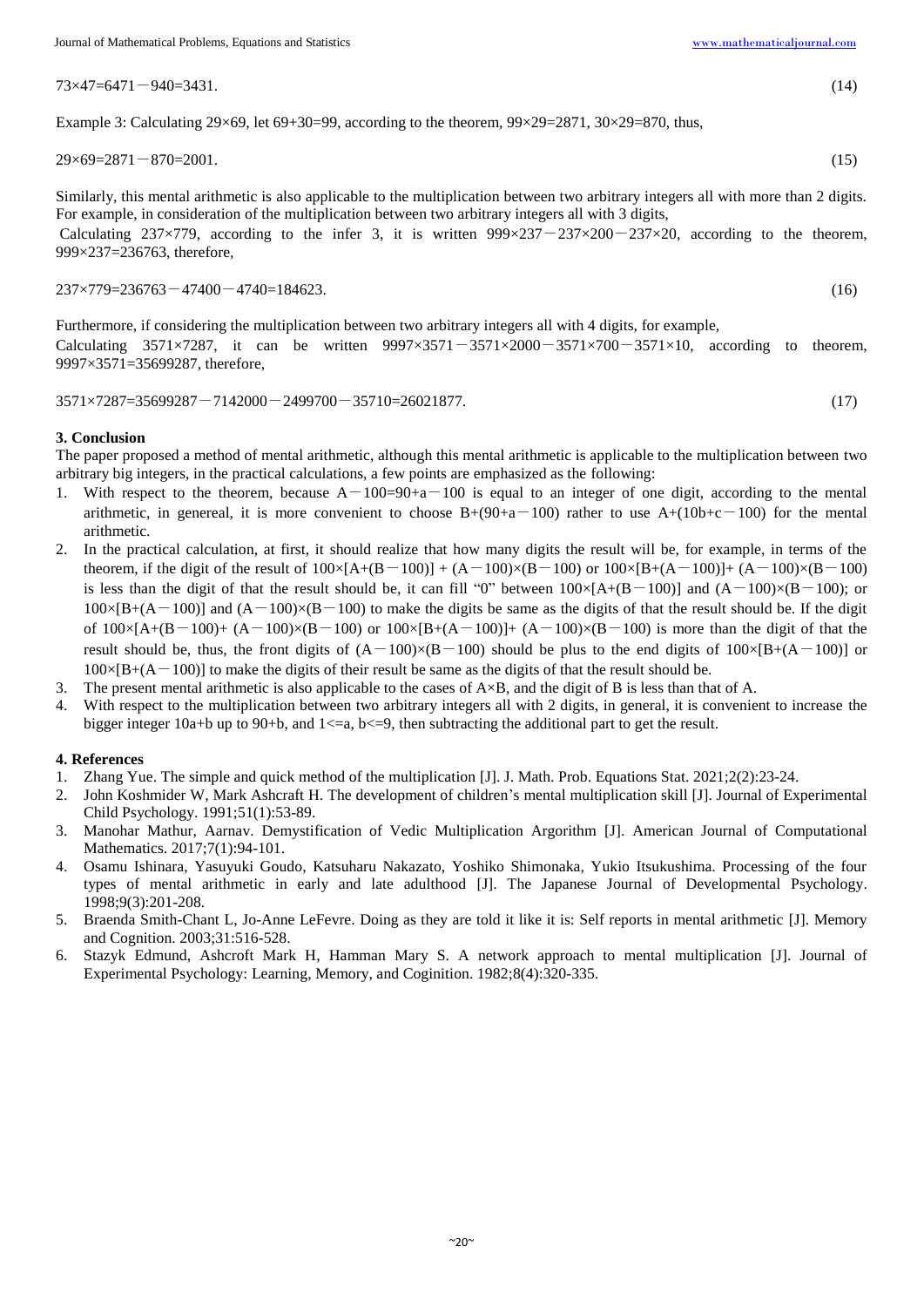$$73\times47=6471-940=3431. \tag{14}$$

Example 3: Calculating $29\times69$, let $69+30=99$, according to the theorem, $99\times29=2871$, $30\times29=870$, thus,

$$29\times69=2871-870=2001. \tag{15}$$

Similarly, this mental arithmetic is also applicable to the multiplication between two arbitrary integers all with more than 2 digits. For example, in consideration of the multiplication between two arbitrary integers all with 3 digits,

Calculating $237\times779$, according to the infer 3, it is written $999\times237-237\times200-237\times20$, according to the theorem, $999\times237=236763$, therefore,

$$237\times779=236763-47400-4740=184623. \tag{16}$$

Furthermore, if considering the multiplication between two arbitrary integers all with 4 digits, for example,

Calculating $3571\times7287$, it can be written $9997\times3571-3571\times2000-3571\times700-3571\times10$, according to theorem, $9997\times3571=35699287$, therefore,

$$3571\times7287=35699287-7142000-2499700-35710=26021877. \tag{17}$$

## 3. Conclusion

The paper proposed a method of mental arithmetic, although this mental arithmetic is applicable to the multiplication between two arbitrary big integers, in the practical calculations, a few points are emphasized as the following:

1. With respect to the theorem, because $A-100=90+a-100$ is equal to an integer of one digit, according to the mental arithmetic, in genereal, it is more convenient to choose $B+(90+a-100)$ rather to use $A+(10b+c-100)$ for the mental arithmetic.
2. In the practical calculation, at first, it should realize that how many digits the result will be, for example, in terms of the theorem, if the digit of the result of $100\times[A+(B-100)]+(A-100)\times(B-100)$ or $100\times[B+(A-100)]+(A-100)\times(B-100)$ is less than the digit of that the result should be, it can fill "0" between $100\times[A+(B-100)]$ and $(A-100)\times(B-100)$; or $100\times[B+(A-100)]$ and $(A-100)\times(B-100)$ to make the digits be same as the digits of that the result should be. If the digit of $100\times[A+(B-100)+(A-100)\times(B-100)$ or $100\times[B+(A-100)]+(A-100)\times(B-100)$ is more than the digit of that the result should be, thus, the front digits of $(A-100)\times(B-100)$ should be plus to the end digits of $100\times[B+(A-100)]$ or $100\times[B+(A-100)]$ to make the digits of their result be same as the digits of that the result should be.
3. The present mental arithmetic is also applicable to the cases of $A\times B$, and the digit of B is less than that of A.
4. With respect to the multiplication between two arbitrary integers all with 2 digits, in general, it is convenient to increase the bigger integer $10a+b$ up to $90+b$, and $1<=a$, $b<=9$, then subtracting the additional part to get the result.

## 4. References

1. Zhang Yue. The simple and quick method of the multiplication [J]. J. Math. Prob. Equations Stat. 2021;2(2):23-24.
2. John Koshmider W, Mark Ashcraft H. The development of children's mental multiplication skill [J]. Journal of Experimental Child Psychology. 1991;51(1):53-89.
3. Manohar Mathur, Aarnav. Demystification of Vedic Multiplication Argorithm [J]. American Journal of Computational Mathematics. 2017;7(1):94-101.
4. Osamu Ishinara, Yasuyuki Goudo, Katsuharu Nakazato, Yoshiko Shimonaka, Yukio Itsukushima. Processing of the four types of mental arithmetic in early and late adulthood [J]. The Japanese Journal of Developmental Psychology. 1998;9(3):201-208.
5. Braenda Smith-Chant L, Jo-Anne LeFevre. Doing as they are told it like it is: Self reports in mental arithmetic [J]. Memory and Cognition. 2003;31:516-528.
6. Stazyk Edmund, Ashcroft Mark H, Hamman Mary S. A network approach to mental multiplication [J]. Journal of Experimental Psychology: Learning, Memory, and Coginition. 1982;8(4):320-335.